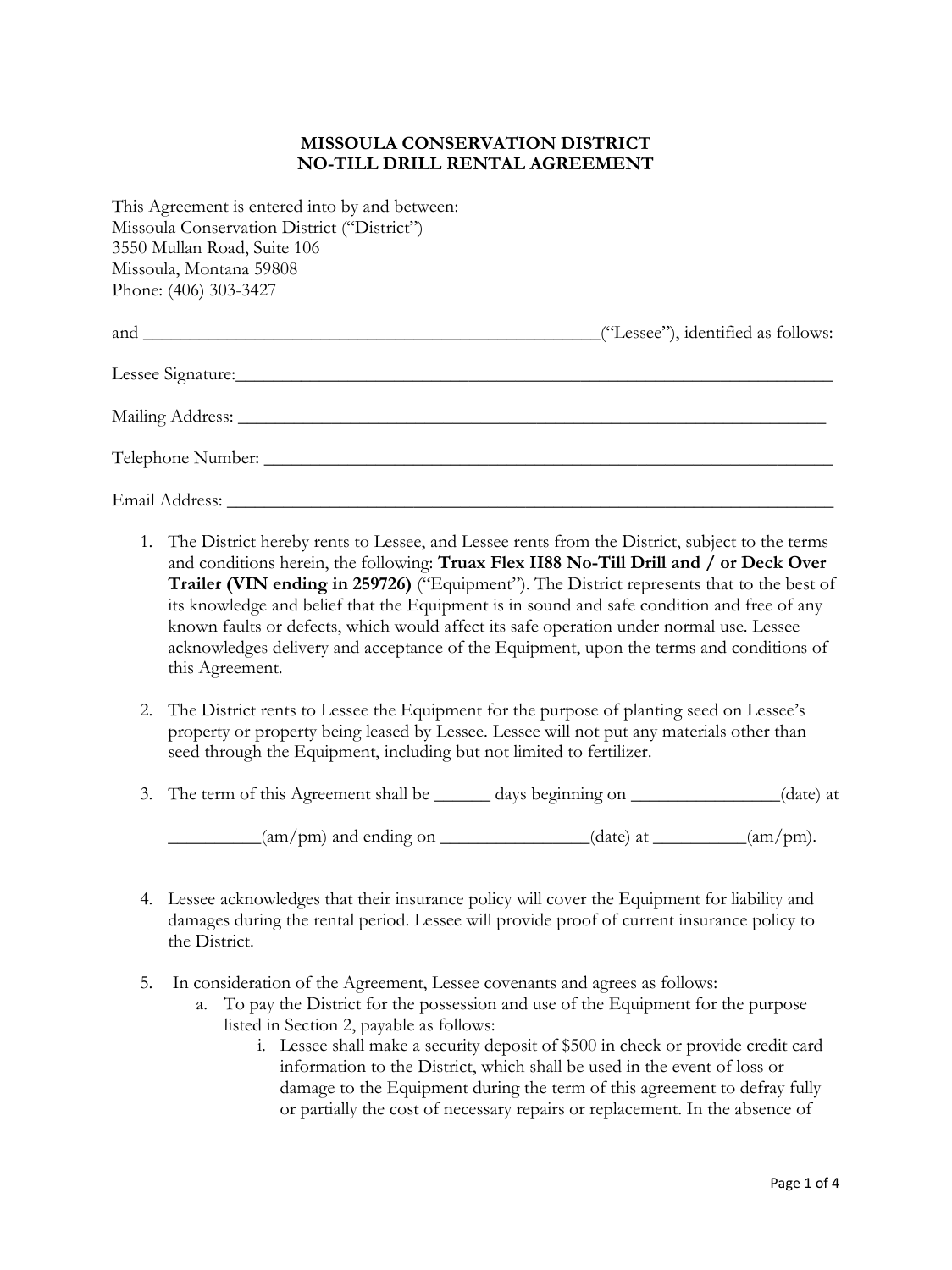**MISSOULA CONSERVATION DISTRICT**
**NO-TILL DRILL RENTAL AGREEMENT**

This Agreement is entered into by and between:
Missoula Conservation District ("District")
3550 Mullan Road, Suite 106
Missoula, Montana 59808
Phone: (406) 303-3427

and ____________________________________________________("Lessee"), identified as follows:

Lessee Signature:____________________________________________________________________

Mailing Address: ____________________________________________________________________

Telephone Number: __________________________________________________________________

Email Address: ______________________________________________________________________

1. The District hereby rents to Lessee, and Lessee rents from the District, subject to the terms and conditions herein, the following: **Truax Flex II88 No-Till Drill and / or Deck Over Trailer (VIN ending in 259726)** ("Equipment"). The District represents that to the best of its knowledge and belief that the Equipment is in sound and safe condition and free of any known faults or defects, which would affect its safe operation under normal use. Lessee acknowledges delivery and acceptance of the Equipment, upon the terms and conditions of this Agreement.

2. The District rents to Lessee the Equipment for the purpose of planting seed on Lessee's property or property being leased by Lessee. Lessee will not put any materials other than seed through the Equipment, including but not limited to fertilizer.

3. The term of this Agreement shall be ______ days beginning on ________________(date) at __________(am/pm) and ending on ________________(date) at __________(am/pm).

4. Lessee acknowledges that their insurance policy will cover the Equipment for liability and damages during the rental period. Lessee will provide proof of current insurance policy to the District.

5. In consideration of the Agreement, Lessee covenants and agrees as follows:
   a. To pay the District for the possession and use of the Equipment for the purpose listed in Section 2, payable as follows:
      i. Lessee shall make a security deposit of $500 in check or provide credit card information to the District, which shall be used in the event of loss or damage to the Equipment during the term of this agreement to defray fully or partially the cost of necessary repairs or replacement. In the absence of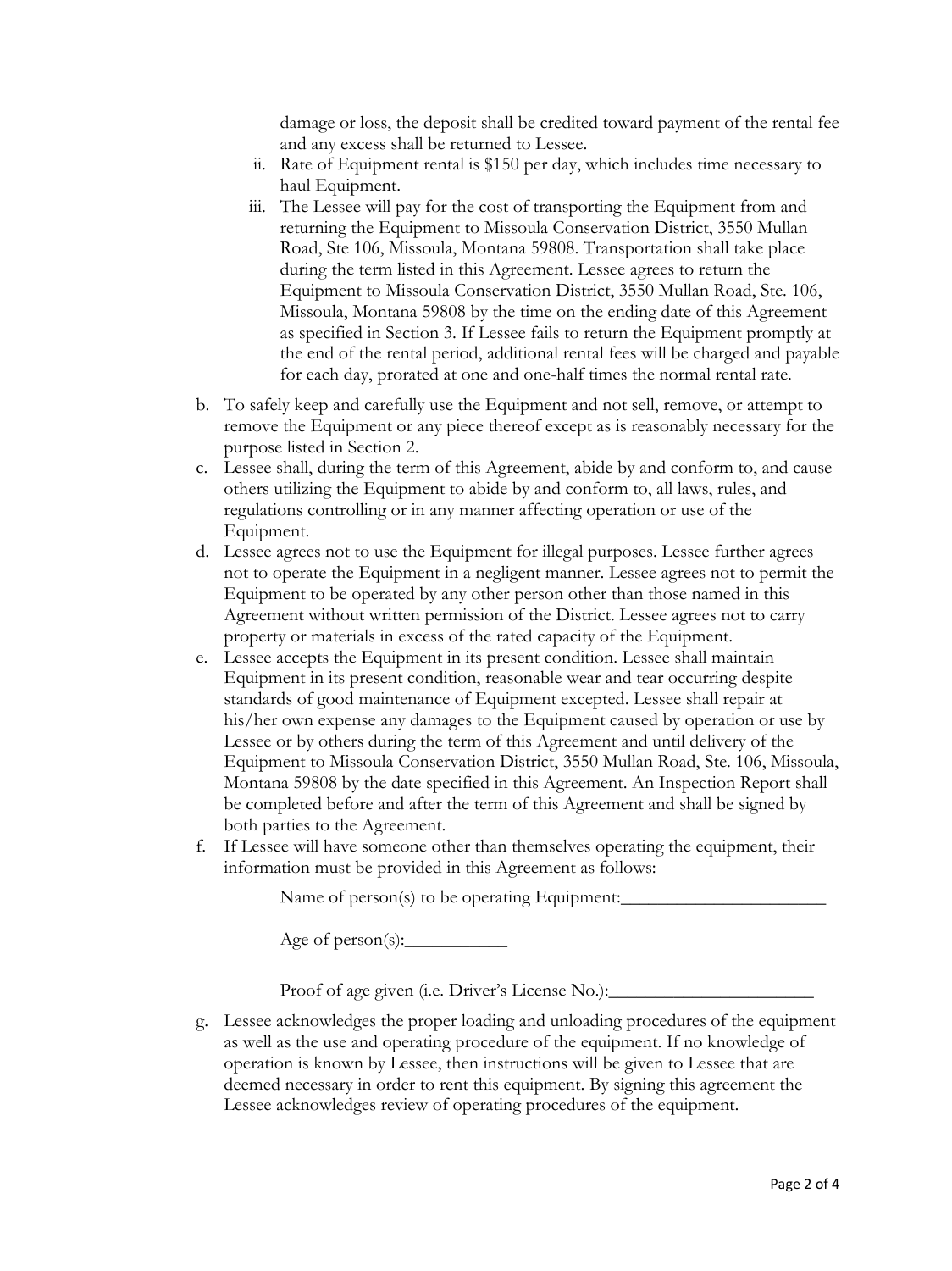damage or loss, the deposit shall be credited toward payment of the rental fee and any excess shall be returned to Lessee.

ii. Rate of Equipment rental is $150 per day, which includes time necessary to haul Equipment.

iii. The Lessee will pay for the cost of transporting the Equipment from and returning the Equipment to Missoula Conservation District, 3550 Mullan Road, Ste 106, Missoula, Montana 59808. Transportation shall take place during the term listed in this Agreement. Lessee agrees to return the Equipment to Missoula Conservation District, 3550 Mullan Road, Ste. 106, Missoula, Montana 59808 by the time on the ending date of this Agreement as specified in Section 3. If Lessee fails to return the Equipment promptly at the end of the rental period, additional rental fees will be charged and payable for each day, prorated at one and one-half times the normal rental rate.

b. To safely keep and carefully use the Equipment and not sell, remove, or attempt to remove the Equipment or any piece thereof except as is reasonably necessary for the purpose listed in Section 2.

c. Lessee shall, during the term of this Agreement, abide by and conform to, and cause others utilizing the Equipment to abide by and conform to, all laws, rules, and regulations controlling or in any manner affecting operation or use of the Equipment.

d. Lessee agrees not to use the Equipment for illegal purposes. Lessee further agrees not to operate the Equipment in a negligent manner. Lessee agrees not to permit the Equipment to be operated by any other person other than those named in this Agreement without written permission of the District. Lessee agrees not to carry property or materials in excess of the rated capacity of the Equipment.

e. Lessee accepts the Equipment in its present condition. Lessee shall maintain Equipment in its present condition, reasonable wear and tear occurring despite standards of good maintenance of Equipment excepted. Lessee shall repair at his/her own expense any damages to the Equipment caused by operation or use by Lessee or by others during the term of this Agreement and until delivery of the Equipment to Missoula Conservation District, 3550 Mullan Road, Ste. 106, Missoula, Montana 59808 by the date specified in this Agreement. An Inspection Report shall be completed before and after the term of this Agreement and shall be signed by both parties to the Agreement.

f. If Lessee will have someone other than themselves operating the equipment, their information must be provided in this Agreement as follows:

Name of person(s) to be operating Equipment:______________________

Age of person(s):___________

Proof of age given (i.e. Driver's License No.):______________________

g. Lessee acknowledges the proper loading and unloading procedures of the equipment as well as the use and operating procedure of the equipment. If no knowledge of operation is known by Lessee, then instructions will be given to Lessee that are deemed necessary in order to rent this equipment. By signing this agreement the Lessee acknowledges review of operating procedures of the equipment.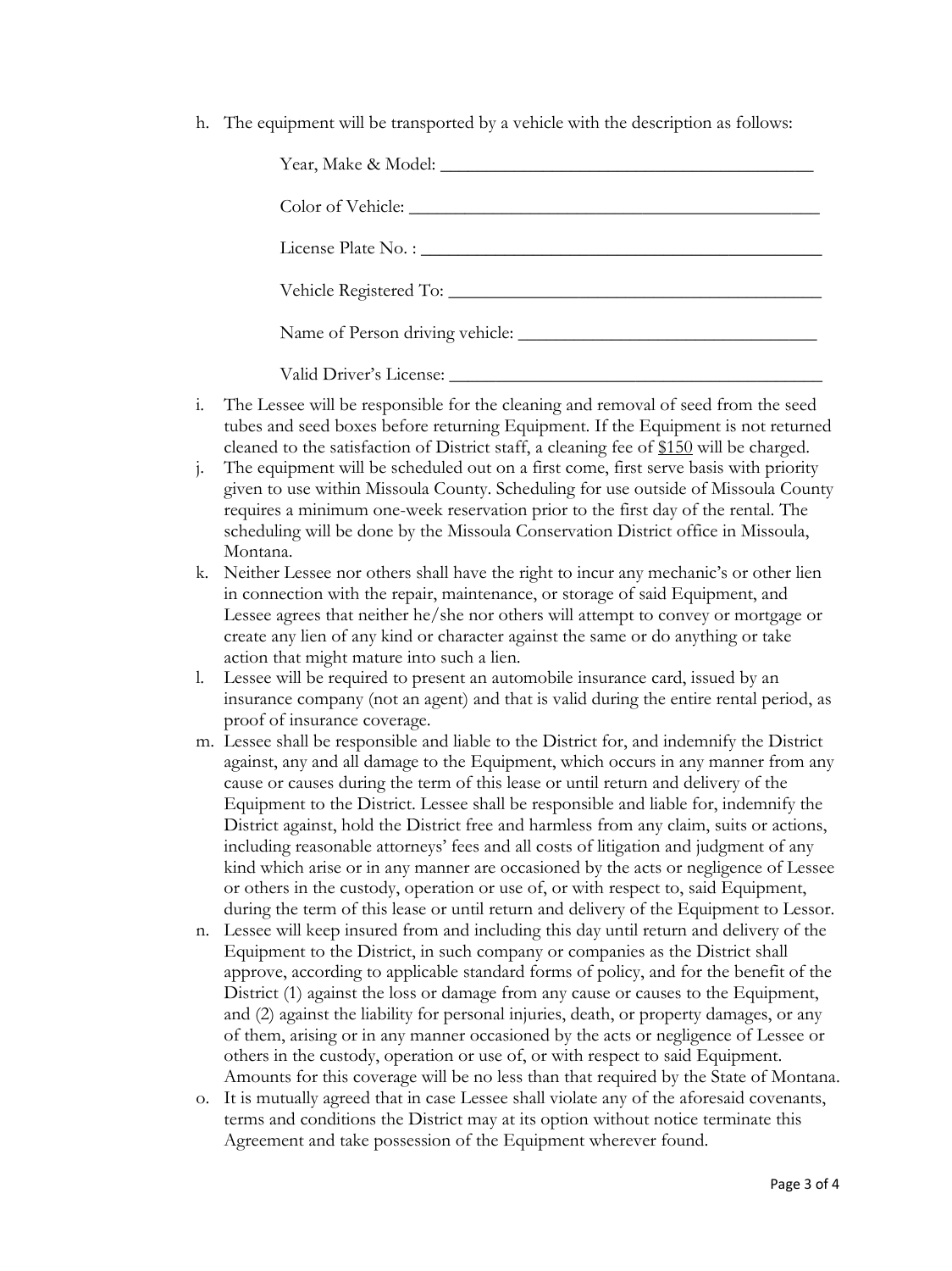h. The equipment will be transported by a vehicle with the description as follows:

   Year, Make & Model: ___________________________________________

   Color of Vehicle: ______________________________________________

   License Plate No. : _____________________________________________

   Vehicle Registered To: __________________________________________

   Name of Person driving vehicle: __________________________________

   Valid Driver's License: __________________________________________

i. The Lessee will be responsible for the cleaning and removal of seed from the seed tubes and seed boxes before returning Equipment. If the Equipment is not returned cleaned to the satisfaction of District staff, a cleaning fee of $150 will be charged.

j. The equipment will be scheduled out on a first come, first serve basis with priority given to use within Missoula County. Scheduling for use outside of Missoula County requires a minimum one-week reservation prior to the first day of the rental. The scheduling will be done by the Missoula Conservation District office in Missoula, Montana.

k. Neither Lessee nor others shall have the right to incur any mechanic's or other lien in connection with the repair, maintenance, or storage of said Equipment, and Lessee agrees that neither he/she nor others will attempt to convey or mortgage or create any lien of any kind or character against the same or do anything or take action that might mature into such a lien.

l. Lessee will be required to present an automobile insurance card, issued by an insurance company (not an agent) and that is valid during the entire rental period, as proof of insurance coverage.

m. Lessee shall be responsible and liable to the District for, and indemnify the District against, any and all damage to the Equipment, which occurs in any manner from any cause or causes during the term of this lease or until return and delivery of the Equipment to the District. Lessee shall be responsible and liable for, indemnify the District against, hold the District free and harmless from any claim, suits or actions, including reasonable attorneys' fees and all costs of litigation and judgment of any kind which arise or in any manner are occasioned by the acts or negligence of Lessee or others in the custody, operation or use of, or with respect to, said Equipment, during the term of this lease or until return and delivery of the Equipment to Lessor.

n. Lessee will keep insured from and including this day until return and delivery of the Equipment to the District, in such company or companies as the District shall approve, according to applicable standard forms of policy, and for the benefit of the District (1) against the loss or damage from any cause or causes to the Equipment, and (2) against the liability for personal injuries, death, or property damages, or any of them, arising or in any manner occasioned by the acts or negligence of Lessee or others in the custody, operation or use of, or with respect to said Equipment. Amounts for this coverage will be no less than that required by the State of Montana.

o. It is mutually agreed that in case Lessee shall violate any of the aforesaid covenants, terms and conditions the District may at its option without notice terminate this Agreement and take possession of the Equipment wherever found.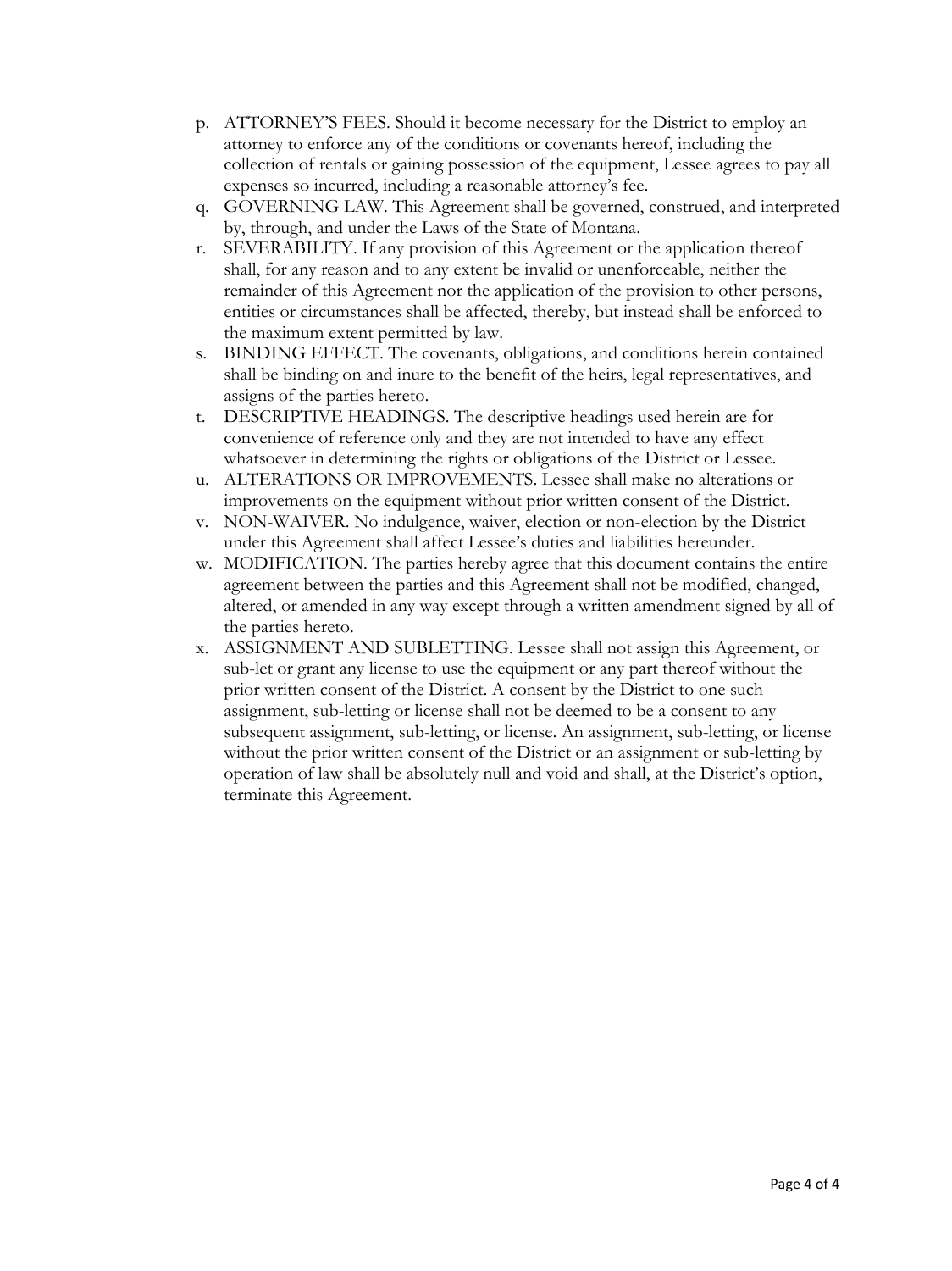p. ATTORNEY'S FEES. Should it become necessary for the District to employ an attorney to enforce any of the conditions or covenants hereof, including the collection of rentals or gaining possession of the equipment, Lessee agrees to pay all expenses so incurred, including a reasonable attorney's fee.

q. GOVERNING LAW. This Agreement shall be governed, construed, and interpreted by, through, and under the Laws of the State of Montana.

r. SEVERABILITY. If any provision of this Agreement or the application thereof shall, for any reason and to any extent be invalid or unenforceable, neither the remainder of this Agreement nor the application of the provision to other persons, entities or circumstances shall be affected, thereby, but instead shall be enforced to the maximum extent permitted by law.

s. BINDING EFFECT. The covenants, obligations, and conditions herein contained shall be binding on and inure to the benefit of the heirs, legal representatives, and assigns of the parties hereto.

t. DESCRIPTIVE HEADINGS. The descriptive headings used herein are for convenience of reference only and they are not intended to have any effect whatsoever in determining the rights or obligations of the District or Lessee.

u. ALTERATIONS OR IMPROVEMENTS. Lessee shall make no alterations or improvements on the equipment without prior written consent of the District.

v. NON-WAIVER. No indulgence, waiver, election or non-election by the District under this Agreement shall affect Lessee's duties and liabilities hereunder.

w. MODIFICATION. The parties hereby agree that this document contains the entire agreement between the parties and this Agreement shall not be modified, changed, altered, or amended in any way except through a written amendment signed by all of the parties hereto.

x. ASSIGNMENT AND SUBLETTING. Lessee shall not assign this Agreement, or sub-let or grant any license to use the equipment or any part thereof without the prior written consent of the District. A consent by the District to one such assignment, sub-letting or license shall not be deemed to be a consent to any subsequent assignment, sub-letting, or license. An assignment, sub-letting, or license without the prior written consent of the District or an assignment or sub-letting by operation of law shall be absolutely null and void and shall, at the District's option, terminate this Agreement.